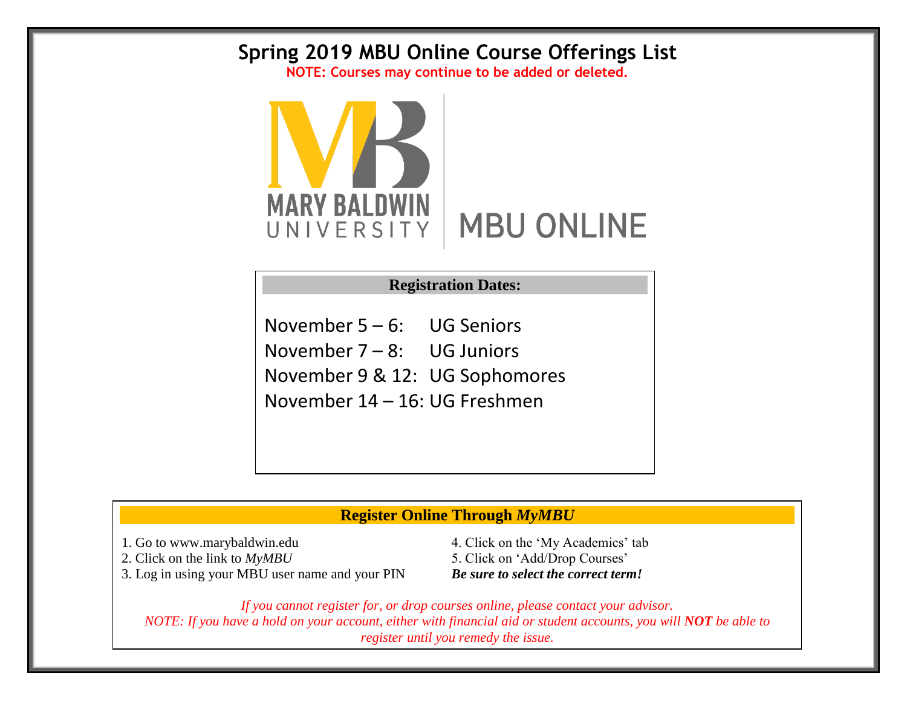# Spring 2019 MBU Online Course Offerings List

**NOTE: Courses may continue to be added or deleted.**

MARY BALDWIN UNIVERSITY | MBU ONLINE

## Registration Dates:

November 5 – 6: UG Seniors

November 7 – 8: UG Juniors

November 9 & 12: UG Sophomores

November 14 – 16: UG Freshmen

## Register Online Through *MyMBU*

1. Go to www.marybaldwin.edu
2. Click on the link to *MyMBU*
3. Log in using your MBU user name and your PIN
4. Click on the 'My Academics' tab
5. Click on 'Add/Drop Courses'

***Be sure to select the correct term!***

*If you cannot register for, or drop courses online, please contact your advisor.*

*NOTE: If you have a hold on your account, either with financial aid or student accounts, you will **NOT** be able to register until you remedy the issue.*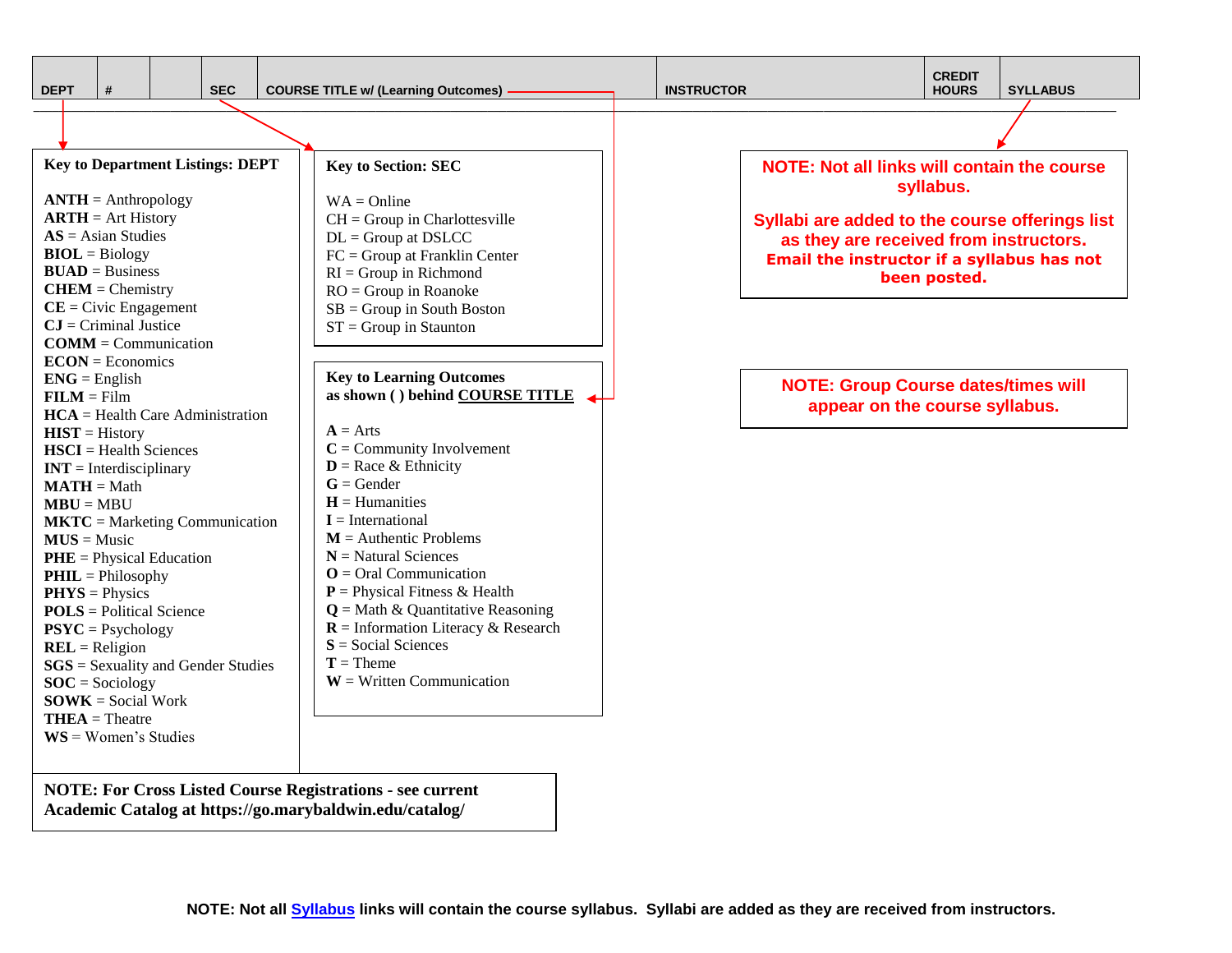| DEPT | # | | SEC | COURSE TITLE w/ (Learning Outcomes) | INSTRUCTOR | CREDIT HOURS | SYLLABUS |
|---|---|---|---|---|---|---|---|

**Key to Department Listings: DEPT**

**ANTH** = Anthropology
**ARTH** = Art History
**AS** = Asian Studies
**BIOL** = Biology
**BUAD** = Business
**CHEM** = Chemistry
**CE** = Civic Engagement
**CJ** = Criminal Justice
**COMM** = Communication
**ECON** = Economics
**ENG** = English
**FILM** = Film
**HCA** = Health Care Administration
**HIST** = History
**HSCI** = Health Sciences
**INT** = Interdisciplinary
**MATH** = Math
**MBU** = MBU
**MKTC** = Marketing Communication
**MUS** = Music
**PHE** = Physical Education
**PHIL** = Philosophy
**PHYS** = Physics
**POLS** = Political Science
**PSYC** = Psychology
**REL** = Religion
**SGS** = Sexuality and Gender Studies
**SOC** = Sociology
**SOWK** = Social Work
**THEA** = Theatre
**WS** = Women's Studies

**NOTE: For Cross Listed Course Registrations - see current Academic Catalog at https://go.marybaldwin.edu/catalog/**

**Key to Section: SEC**

WA = Online
CH = Group in Charlottesville
DL = Group at DSLCC
FC = Group at Franklin Center
RI = Group in Richmond
RO = Group in Roanoke
SB = Group in South Boston
ST = Group in Staunton

**Key to Learning Outcomes as shown ( ) behind COURSE TITLE**

**A** = Arts
**C** = Community Involvement
**D** = Race & Ethnicity
**G** = Gender
**H** = Humanities
**I** = International
**M** = Authentic Problems
**N** = Natural Sciences
**O** = Oral Communication
**P** = Physical Fitness & Health
**Q** = Math & Quantitative Reasoning
**R** = Information Literacy & Research
**S** = Social Sciences
**T** = Theme
**W** = Written Communication

**NOTE: Not all links will contain the course syllabus.**

**Syllabi are added to the course offerings list as they are received from instructors.**
**Email the instructor if a syllabus has not been posted.**

**NOTE: Group Course dates/times will appear on the course syllabus.**

**NOTE: Not all Syllabus links will contain the course syllabus. Syllabi are added as they are received from instructors.**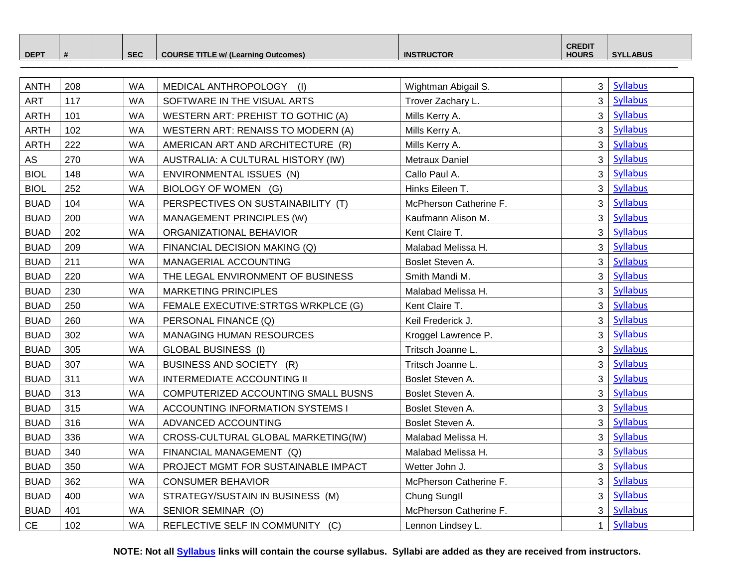| DEPT | # | | SEC | COURSE TITLE w/ (Learning Outcomes) | INSTRUCTOR | CREDIT HOURS | SYLLABUS |
|---|---|---|---|---|---|---|---|
| ANTH | 208 | | WA | MEDICAL ANTHROPOLOGY (I) | Wightman Abigail S. | 3 | Syllabus |
| ART | 117 | | WA | SOFTWARE IN THE VISUAL ARTS | Trover Zachary L. | 3 | Syllabus |
| ARTH | 101 | | WA | WESTERN ART: PREHIST TO GOTHIC (A) | Mills Kerry A. | 3 | Syllabus |
| ARTH | 102 | | WA | WESTERN ART: RENAISS TO MODERN (A) | Mills Kerry A. | 3 | Syllabus |
| ARTH | 222 | | WA | AMERICAN ART AND ARCHITECTURE (R) | Mills Kerry A. | 3 | Syllabus |
| AS | 270 | | WA | AUSTRALIA: A CULTURAL HISTORY (IW) | Metraux Daniel | 3 | Syllabus |
| BIOL | 148 | | WA | ENVIRONMENTAL ISSUES (N) | Callo Paul A. | 3 | Syllabus |
| BIOL | 252 | | WA | BIOLOGY OF WOMEN (G) | Hinks Eileen T. | 3 | Syllabus |
| BUAD | 104 | | WA | PERSPECTIVES ON SUSTAINABILITY (T) | McPherson Catherine F. | 3 | Syllabus |
| BUAD | 200 | | WA | MANAGEMENT PRINCIPLES (W) | Kaufmann Alison M. | 3 | Syllabus |
| BUAD | 202 | | WA | ORGANIZATIONAL BEHAVIOR | Kent Claire T. | 3 | Syllabus |
| BUAD | 209 | | WA | FINANCIAL DECISION MAKING (Q) | Malabad Melissa H. | 3 | Syllabus |
| BUAD | 211 | | WA | MANAGERIAL ACCOUNTING | Boslet Steven A. | 3 | Syllabus |
| BUAD | 220 | | WA | THE LEGAL ENVIRONMENT OF BUSINESS | Smith Mandi M. | 3 | Syllabus |
| BUAD | 230 | | WA | MARKETING PRINCIPLES | Malabad Melissa H. | 3 | Syllabus |
| BUAD | 250 | | WA | FEMALE EXECUTIVE:STRTGS WRKPLCE (G) | Kent Claire T. | 3 | Syllabus |
| BUAD | 260 | | WA | PERSONAL FINANCE (Q) | Keil Frederick J. | 3 | Syllabus |
| BUAD | 302 | | WA | MANAGING HUMAN RESOURCES | Kroggel Lawrence P. | 3 | Syllabus |
| BUAD | 305 | | WA | GLOBAL BUSINESS (I) | Tritsch Joanne L. | 3 | Syllabus |
| BUAD | 307 | | WA | BUSINESS AND SOCIETY (R) | Tritsch Joanne L. | 3 | Syllabus |
| BUAD | 311 | | WA | INTERMEDIATE ACCOUNTING II | Boslet Steven A. | 3 | Syllabus |
| BUAD | 313 | | WA | COMPUTERIZED ACCOUNTING SMALL BUSNS | Boslet Steven A. | 3 | Syllabus |
| BUAD | 315 | | WA | ACCOUNTING INFORMATION SYSTEMS I | Boslet Steven A. | 3 | Syllabus |
| BUAD | 316 | | WA | ADVANCED ACCOUNTING | Boslet Steven A. | 3 | Syllabus |
| BUAD | 336 | | WA | CROSS-CULTURAL GLOBAL MARKETING(IW) | Malabad Melissa H. | 3 | Syllabus |
| BUAD | 340 | | WA | FINANCIAL MANAGEMENT (Q) | Malabad Melissa H. | 3 | Syllabus |
| BUAD | 350 | | WA | PROJECT MGMT FOR SUSTAINABLE IMPACT | Wetter John J. | 3 | Syllabus |
| BUAD | 362 | | WA | CONSUMER BEHAVIOR | McPherson Catherine F. | 3 | Syllabus |
| BUAD | 400 | | WA | STRATEGY/SUSTAIN IN BUSINESS (M) | Chung SungIl | 3 | Syllabus |
| BUAD | 401 | | WA | SENIOR SEMINAR (O) | McPherson Catherine F. | 3 | Syllabus |
| CE | 102 | | WA | REFLECTIVE SELF IN COMMUNITY (C) | Lennon Lindsey L. | 1 | Syllabus |

**NOTE: Not all Syllabus links will contain the course syllabus. Syllabi are added as they are received from instructors.**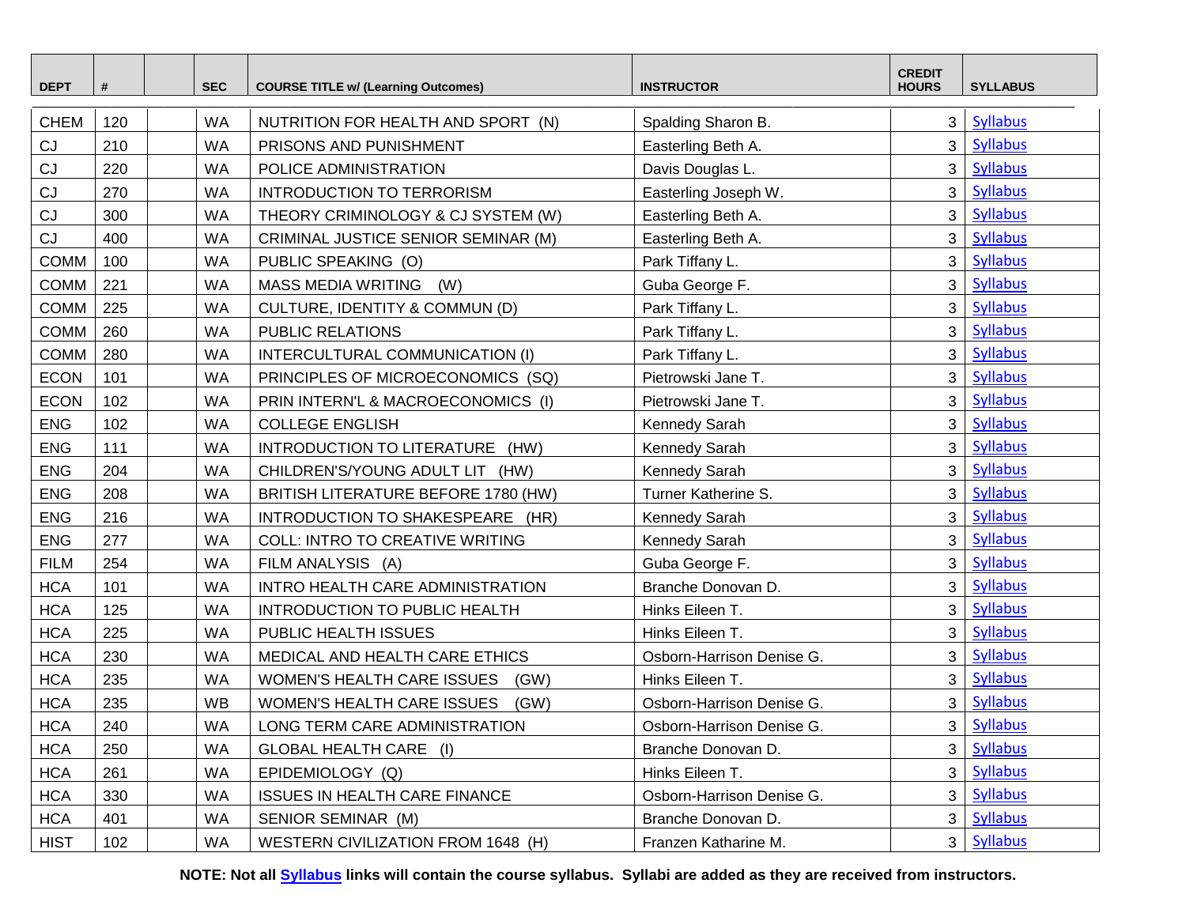| DEPT | # | | SEC | COURSE TITLE w/ (Learning Outcomes) | INSTRUCTOR | CREDIT HOURS | SYLLABUS |
|---|---|---|---|---|---|---|---|
| CHEM | 120 | | WA | NUTRITION FOR HEALTH AND SPORT (N) | Spalding Sharon B. | 3 | Syllabus |
| CJ | 210 | | WA | PRISONS AND PUNISHMENT | Easterling Beth A. | 3 | Syllabus |
| CJ | 220 | | WA | POLICE ADMINISTRATION | Davis Douglas L. | 3 | Syllabus |
| CJ | 270 | | WA | INTRODUCTION TO TERRORISM | Easterling Joseph W. | 3 | Syllabus |
| CJ | 300 | | WA | THEORY CRIMINOLOGY & CJ SYSTEM (W) | Easterling Beth A. | 3 | Syllabus |
| CJ | 400 | | WA | CRIMINAL JUSTICE SENIOR SEMINAR (M) | Easterling Beth A. | 3 | Syllabus |
| COMM | 100 | | WA | PUBLIC SPEAKING (O) | Park Tiffany L. | 3 | Syllabus |
| COMM | 221 | | WA | MASS MEDIA WRITING (W) | Guba George F. | 3 | Syllabus |
| COMM | 225 | | WA | CULTURE, IDENTITY & COMMUN (D) | Park Tiffany L. | 3 | Syllabus |
| COMM | 260 | | WA | PUBLIC RELATIONS | Park Tiffany L. | 3 | Syllabus |
| COMM | 280 | | WA | INTERCULTURAL COMMUNICATION (I) | Park Tiffany L. | 3 | Syllabus |
| ECON | 101 | | WA | PRINCIPLES OF MICROECONOMICS (SQ) | Pietrowski Jane T. | 3 | Syllabus |
| ECON | 102 | | WA | PRIN INTERN'L & MACROECONOMICS (I) | Pietrowski Jane T. | 3 | Syllabus |
| ENG | 102 | | WA | COLLEGE ENGLISH | Kennedy Sarah | 3 | Syllabus |
| ENG | 111 | | WA | INTRODUCTION TO LITERATURE (HW) | Kennedy Sarah | 3 | Syllabus |
| ENG | 204 | | WA | CHILDREN'S/YOUNG ADULT LIT (HW) | Kennedy Sarah | 3 | Syllabus |
| ENG | 208 | | WA | BRITISH LITERATURE BEFORE 1780 (HW) | Turner Katherine S. | 3 | Syllabus |
| ENG | 216 | | WA | INTRODUCTION TO SHAKESPEARE (HR) | Kennedy Sarah | 3 | Syllabus |
| ENG | 277 | | WA | COLL: INTRO TO CREATIVE WRITING | Kennedy Sarah | 3 | Syllabus |
| FILM | 254 | | WA | FILM ANALYSIS (A) | Guba George F. | 3 | Syllabus |
| HCA | 101 | | WA | INTRO HEALTH CARE ADMINISTRATION | Branche Donovan D. | 3 | Syllabus |
| HCA | 125 | | WA | INTRODUCTION TO PUBLIC HEALTH | Hinks Eileen T. | 3 | Syllabus |
| HCA | 225 | | WA | PUBLIC HEALTH ISSUES | Hinks Eileen T. | 3 | Syllabus |
| HCA | 230 | | WA | MEDICAL AND HEALTH CARE ETHICS | Osborn-Harrison Denise G. | 3 | Syllabus |
| HCA | 235 | | WA | WOMEN'S HEALTH CARE ISSUES (GW) | Hinks Eileen T. | 3 | Syllabus |
| HCA | 235 | | WB | WOMEN'S HEALTH CARE ISSUES (GW) | Osborn-Harrison Denise G. | 3 | Syllabus |
| HCA | 240 | | WA | LONG TERM CARE ADMINISTRATION | Osborn-Harrison Denise G. | 3 | Syllabus |
| HCA | 250 | | WA | GLOBAL HEALTH CARE (I) | Branche Donovan D. | 3 | Syllabus |
| HCA | 261 | | WA | EPIDEMIOLOGY (Q) | Hinks Eileen T. | 3 | Syllabus |
| HCA | 330 | | WA | ISSUES IN HEALTH CARE FINANCE | Osborn-Harrison Denise G. | 3 | Syllabus |
| HCA | 401 | | WA | SENIOR SEMINAR (M) | Branche Donovan D. | 3 | Syllabus |
| HIST | 102 | | WA | WESTERN CIVILIZATION FROM 1648 (H) | Franzen Katharine M. | 3 | Syllabus |

**NOTE: Not all Syllabus links will contain the course syllabus. Syllabi are added as they are received from instructors.**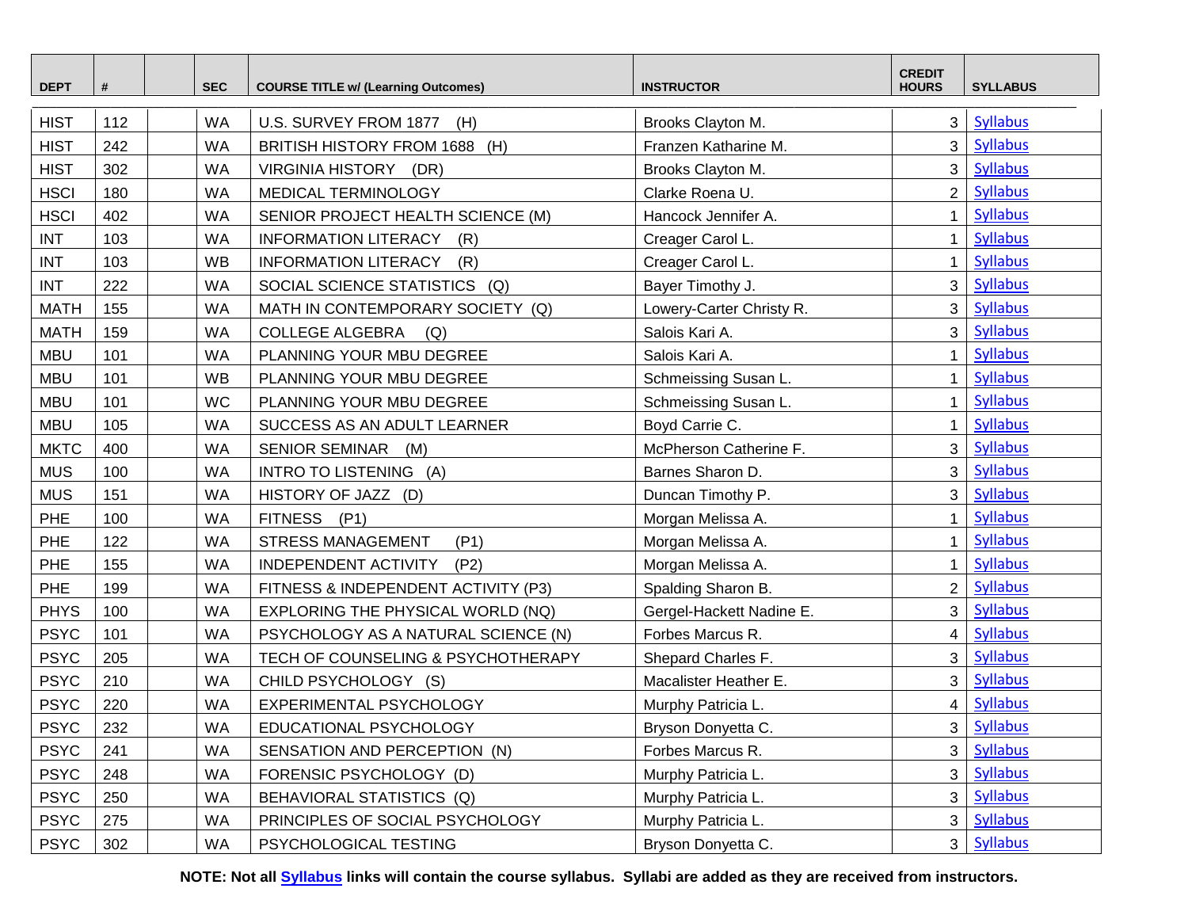| DEPT | # | | SEC | COURSE TITLE w/ (Learning Outcomes) | INSTRUCTOR | CREDIT HOURS | SYLLABUS |
|---|---|---|---|---|---|---|---|
| HIST | 112 | | WA | U.S. SURVEY FROM 1877 (H) | Brooks Clayton M. | 3 | Syllabus |
| HIST | 242 | | WA | BRITISH HISTORY FROM 1688 (H) | Franzen Katharine M. | 3 | Syllabus |
| HIST | 302 | | WA | VIRGINIA HISTORY (DR) | Brooks Clayton M. | 3 | Syllabus |
| HSCI | 180 | | WA | MEDICAL TERMINOLOGY | Clarke Roena U. | 2 | Syllabus |
| HSCI | 402 | | WA | SENIOR PROJECT HEALTH SCIENCE (M) | Hancock Jennifer A. | 1 | Syllabus |
| INT | 103 | | WA | INFORMATION LITERACY (R) | Creager Carol L. | 1 | Syllabus |
| INT | 103 | | WB | INFORMATION LITERACY (R) | Creager Carol L. | 1 | Syllabus |
| INT | 222 | | WA | SOCIAL SCIENCE STATISTICS (Q) | Bayer Timothy J. | 3 | Syllabus |
| MATH | 155 | | WA | MATH IN CONTEMPORARY SOCIETY (Q) | Lowery-Carter Christy R. | 3 | Syllabus |
| MATH | 159 | | WA | COLLEGE ALGEBRA (Q) | Salois Kari A. | 3 | Syllabus |
| MBU | 101 | | WA | PLANNING YOUR MBU DEGREE | Salois Kari A. | 1 | Syllabus |
| MBU | 101 | | WB | PLANNING YOUR MBU DEGREE | Schmeissing Susan L. | 1 | Syllabus |
| MBU | 101 | | WC | PLANNING YOUR MBU DEGREE | Schmeissing Susan L. | 1 | Syllabus |
| MBU | 105 | | WA | SUCCESS AS AN ADULT LEARNER | Boyd Carrie C. | 1 | Syllabus |
| MKTC | 400 | | WA | SENIOR SEMINAR (M) | McPherson Catherine F. | 3 | Syllabus |
| MUS | 100 | | WA | INTRO TO LISTENING (A) | Barnes Sharon D. | 3 | Syllabus |
| MUS | 151 | | WA | HISTORY OF JAZZ (D) | Duncan Timothy P. | 3 | Syllabus |
| PHE | 100 | | WA | FITNESS (P1) | Morgan Melissa A. | 1 | Syllabus |
| PHE | 122 | | WA | STRESS MANAGEMENT (P1) | Morgan Melissa A. | 1 | Syllabus |
| PHE | 155 | | WA | INDEPENDENT ACTIVITY (P2) | Morgan Melissa A. | 1 | Syllabus |
| PHE | 199 | | WA | FITNESS & INDEPENDENT ACTIVITY (P3) | Spalding Sharon B. | 2 | Syllabus |
| PHYS | 100 | | WA | EXPLORING THE PHYSICAL WORLD (NQ) | Gergel-Hackett Nadine E. | 3 | Syllabus |
| PSYC | 101 | | WA | PSYCHOLOGY AS A NATURAL SCIENCE (N) | Forbes Marcus R. | 4 | Syllabus |
| PSYC | 205 | | WA | TECH OF COUNSELING & PSYCHOTHERAPY | Shepard Charles F. | 3 | Syllabus |
| PSYC | 210 | | WA | CHILD PSYCHOLOGY (S) | Macalister Heather E. | 3 | Syllabus |
| PSYC | 220 | | WA | EXPERIMENTAL PSYCHOLOGY | Murphy Patricia L. | 4 | Syllabus |
| PSYC | 232 | | WA | EDUCATIONAL PSYCHOLOGY | Bryson Donyetta C. | 3 | Syllabus |
| PSYC | 241 | | WA | SENSATION AND PERCEPTION (N) | Forbes Marcus R. | 3 | Syllabus |
| PSYC | 248 | | WA | FORENSIC PSYCHOLOGY (D) | Murphy Patricia L. | 3 | Syllabus |
| PSYC | 250 | | WA | BEHAVIORAL STATISTICS (Q) | Murphy Patricia L. | 3 | Syllabus |
| PSYC | 275 | | WA | PRINCIPLES OF SOCIAL PSYCHOLOGY | Murphy Patricia L. | 3 | Syllabus |
| PSYC | 302 | | WA | PSYCHOLOGICAL TESTING | Bryson Donyetta C. | 3 | Syllabus |

**NOTE: Not all Syllabus links will contain the course syllabus. Syllabi are added as they are received from instructors.**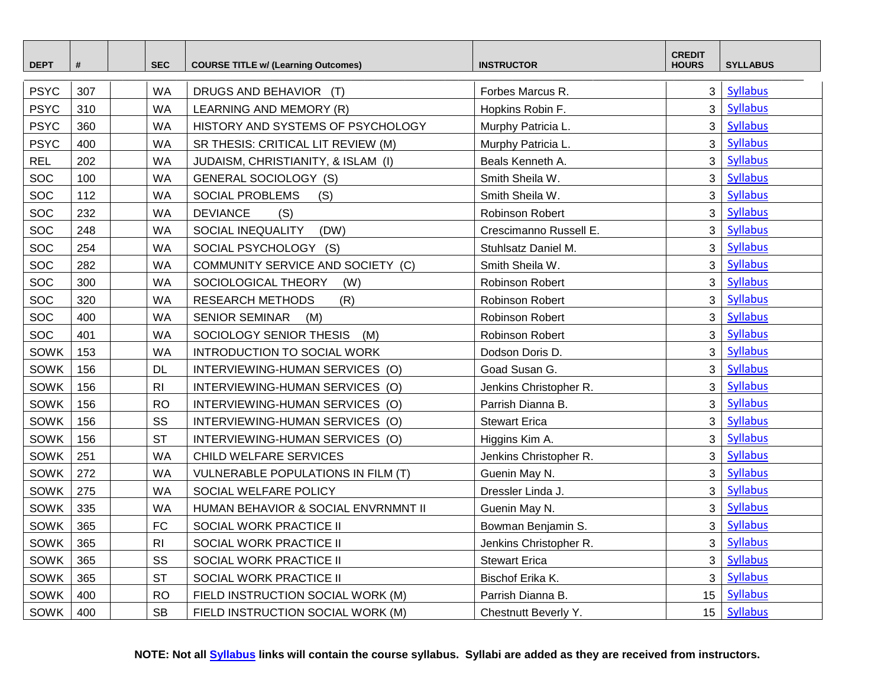| DEPT | # | | SEC | COURSE TITLE w/ (Learning Outcomes) | INSTRUCTOR | CREDIT HOURS | SYLLABUS |
|---|---|---|---|---|---|---|---|
| PSYC | 307 | | WA | DRUGS AND BEHAVIOR (T) | Forbes Marcus R. | 3 | Syllabus |
| PSYC | 310 | | WA | LEARNING AND MEMORY (R) | Hopkins Robin F. | 3 | Syllabus |
| PSYC | 360 | | WA | HISTORY AND SYSTEMS OF PSYCHOLOGY | Murphy Patricia L. | 3 | Syllabus |
| PSYC | 400 | | WA | SR THESIS: CRITICAL LIT REVIEW (M) | Murphy Patricia L. | 3 | Syllabus |
| REL | 202 | | WA | JUDAISM, CHRISTIANITY, & ISLAM (I) | Beals Kenneth A. | 3 | Syllabus |
| SOC | 100 | | WA | GENERAL SOCIOLOGY (S) | Smith Sheila W. | 3 | Syllabus |
| SOC | 112 | | WA | SOCIAL PROBLEMS (S) | Smith Sheila W. | 3 | Syllabus |
| SOC | 232 | | WA | DEVIANCE (S) | Robinson Robert | 3 | Syllabus |
| SOC | 248 | | WA | SOCIAL INEQUALITY (DW) | Crescimanno Russell E. | 3 | Syllabus |
| SOC | 254 | | WA | SOCIAL PSYCHOLOGY (S) | Stuhlsatz Daniel M. | 3 | Syllabus |
| SOC | 282 | | WA | COMMUNITY SERVICE AND SOCIETY (C) | Smith Sheila W. | 3 | Syllabus |
| SOC | 300 | | WA | SOCIOLOGICAL THEORY (W) | Robinson Robert | 3 | Syllabus |
| SOC | 320 | | WA | RESEARCH METHODS (R) | Robinson Robert | 3 | Syllabus |
| SOC | 400 | | WA | SENIOR SEMINAR (M) | Robinson Robert | 3 | Syllabus |
| SOC | 401 | | WA | SOCIOLOGY SENIOR THESIS (M) | Robinson Robert | 3 | Syllabus |
| SOWK | 153 | | WA | INTRODUCTION TO SOCIAL WORK | Dodson Doris D. | 3 | Syllabus |
| SOWK | 156 | | DL | INTERVIEWING-HUMAN SERVICES (O) | Goad Susan G. | 3 | Syllabus |
| SOWK | 156 | | RI | INTERVIEWING-HUMAN SERVICES (O) | Jenkins Christopher R. | 3 | Syllabus |
| SOWK | 156 | | RO | INTERVIEWING-HUMAN SERVICES (O) | Parrish Dianna B. | 3 | Syllabus |
| SOWK | 156 | | SS | INTERVIEWING-HUMAN SERVICES (O) | Stewart Erica | 3 | Syllabus |
| SOWK | 156 | | ST | INTERVIEWING-HUMAN SERVICES (O) | Higgins Kim A. | 3 | Syllabus |
| SOWK | 251 | | WA | CHILD WELFARE SERVICES | Jenkins Christopher R. | 3 | Syllabus |
| SOWK | 272 | | WA | VULNERABLE POPULATIONS IN FILM (T) | Guenin May N. | 3 | Syllabus |
| SOWK | 275 | | WA | SOCIAL WELFARE POLICY | Dressler Linda J. | 3 | Syllabus |
| SOWK | 335 | | WA | HUMAN BEHAVIOR & SOCIAL ENVRNMNT II | Guenin May N. | 3 | Syllabus |
| SOWK | 365 | | FC | SOCIAL WORK PRACTICE II | Bowman Benjamin S. | 3 | Syllabus |
| SOWK | 365 | | RI | SOCIAL WORK PRACTICE II | Jenkins Christopher R. | 3 | Syllabus |
| SOWK | 365 | | SS | SOCIAL WORK PRACTICE II | Stewart Erica | 3 | Syllabus |
| SOWK | 365 | | ST | SOCIAL WORK PRACTICE II | Bischof Erika K. | 3 | Syllabus |
| SOWK | 400 | | RO | FIELD INSTRUCTION SOCIAL WORK (M) | Parrish Dianna B. | 15 | Syllabus |
| SOWK | 400 | | SB | FIELD INSTRUCTION SOCIAL WORK (M) | Chestnutt Beverly Y. | 15 | Syllabus |

**NOTE: Not all Syllabus links will contain the course syllabus. Syllabi are added as they are received from instructors.**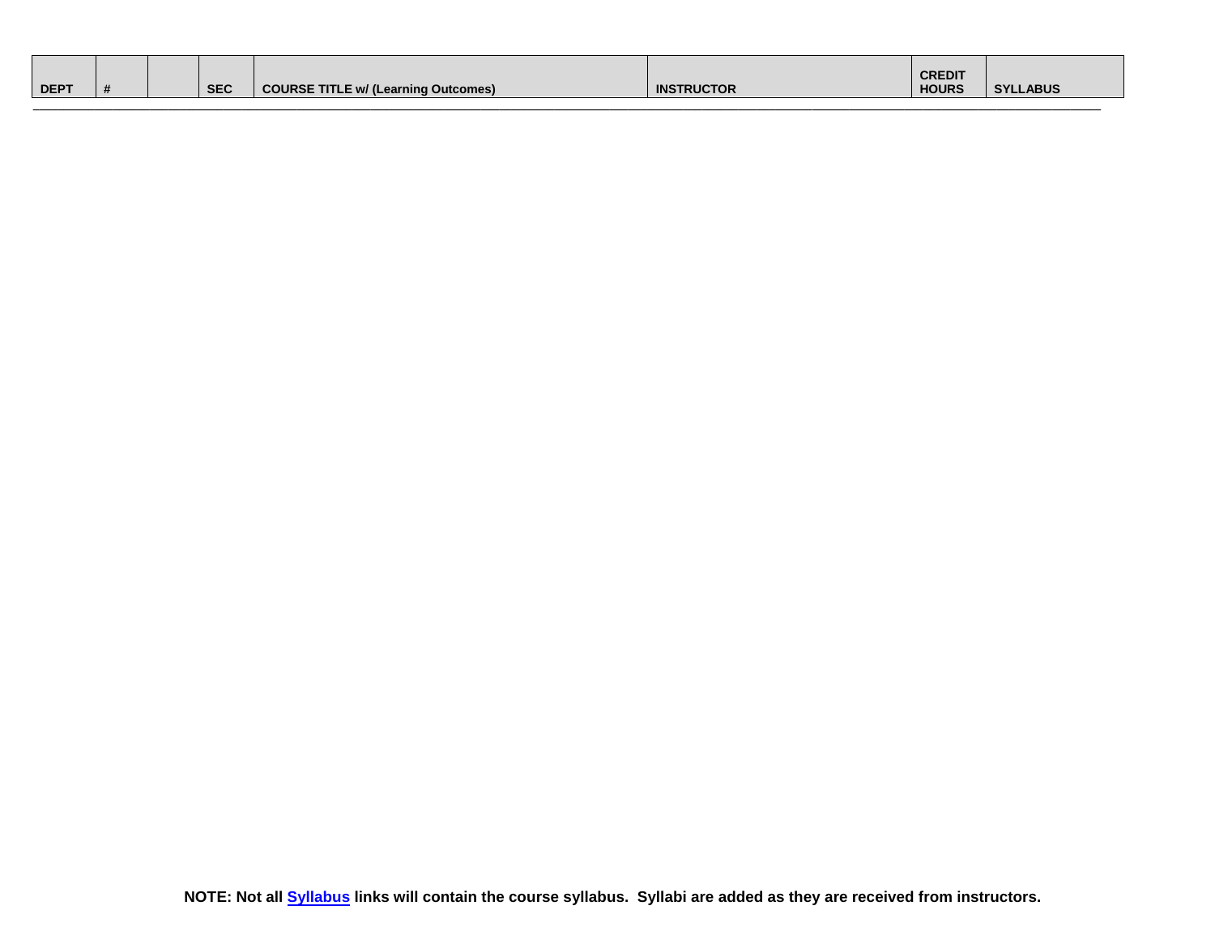| DEPT | # | | SEC | COURSE TITLE w/ (Learning Outcomes) | INSTRUCTOR | CREDIT HOURS | SYLLABUS |
|---|---|---|---|---|---|---|---|

**NOTE: Not all Syllabus links will contain the course syllabus. Syllabi are added as they are received from instructors.**